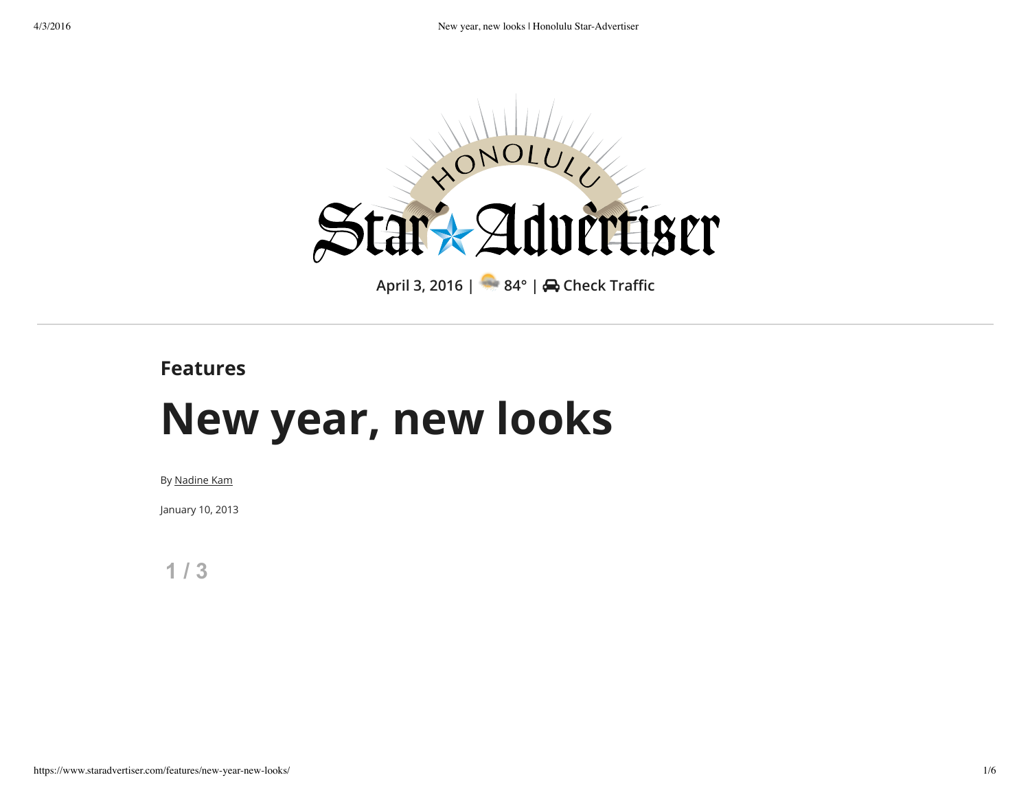# Honolulu Star-Advertiser

April 3, 2016 | 84° | Check Traffic

**Features**

# New year, new looks

By Nadine Kam

January 10, 2013

1 / 3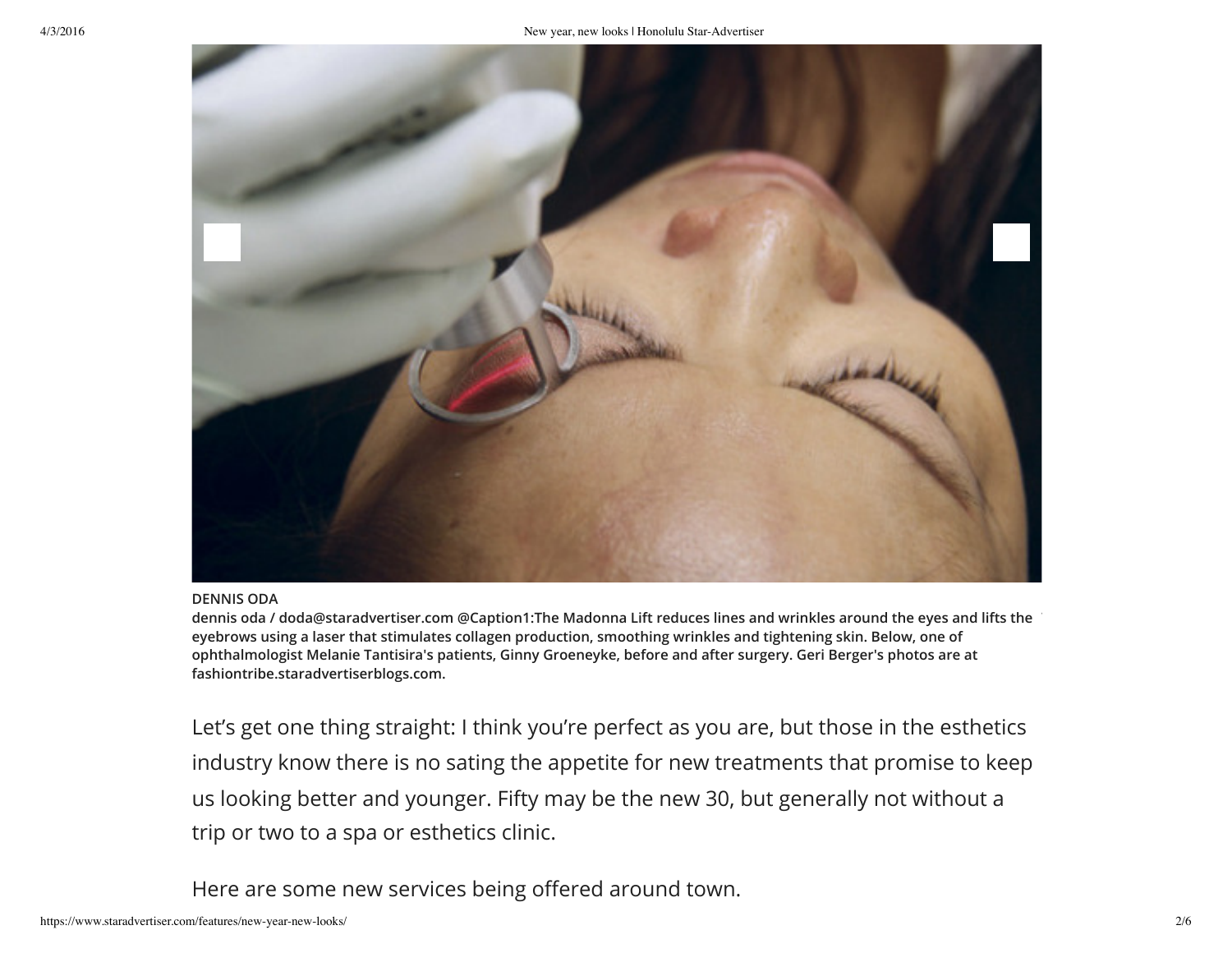DENNIS ODA

dennis oda / doda@staradvertiser.com @Caption1:The Madonna Lift reduces lines and wrinkles around the eyes and lifts the eyebrows using a laser that stimulates collagen production, smoothing wrinkles and tightening skin. Below, one of ophthalmologist Melanie Tantisira's patients, Ginny Groeneyke, before and after surgery. Geri Berger's photos are at fashiontribe.staradvertiserblogs.com.

Let's get one thing straight: I think you're perfect as you are, but those in the esthetics industry know there is no sating the appetite for new treatments that promise to keep us looking better and younger. Fifty may be the new 30, but generally not without a trip or two to a spa or esthetics clinic.

Here are some new services being offered around town.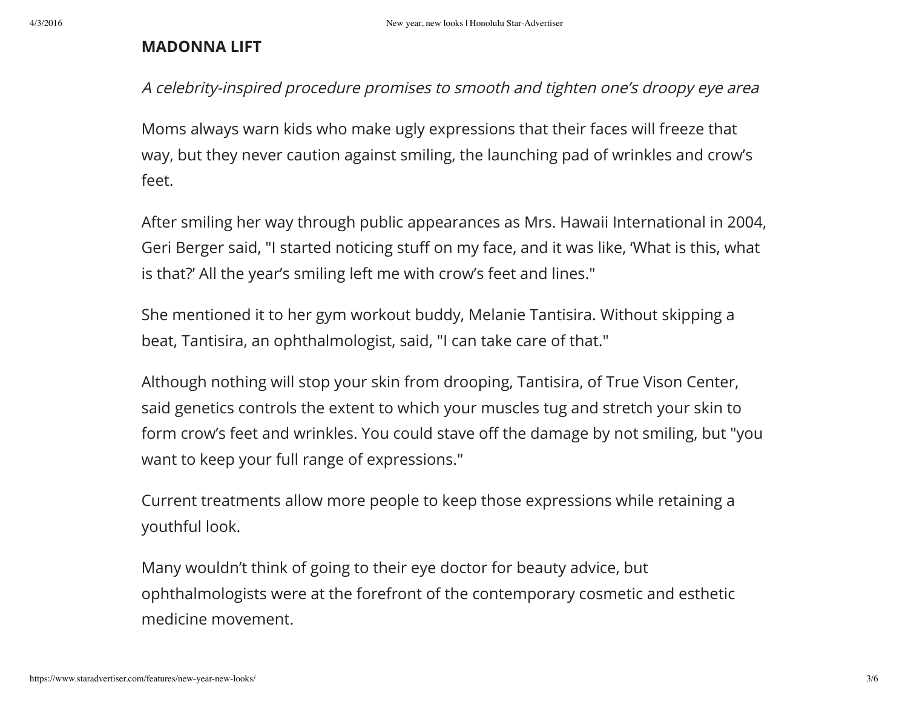## MADONNA LIFT

*A celebrity-inspired procedure promises to smooth and tighten one's droopy eye area*

Moms always warn kids who make ugly expressions that their faces will freeze that way, but they never caution against smiling, the launching pad of wrinkles and crow's feet.

After smiling her way through public appearances as Mrs. Hawaii International in 2004, Geri Berger said, "I started noticing stuff on my face, and it was like, 'What is this, what is that?' All the year's smiling left me with crow's feet and lines."

She mentioned it to her gym workout buddy, Melanie Tantisira. Without skipping a beat, Tantisira, an ophthalmologist, said, "I can take care of that."

Although nothing will stop your skin from drooping, Tantisira, of True Vison Center, said genetics controls the extent to which your muscles tug and stretch your skin to form crow's feet and wrinkles. You could stave off the damage by not smiling, but "you want to keep your full range of expressions."

Current treatments allow more people to keep those expressions while retaining a youthful look.

Many wouldn't think of going to their eye doctor for beauty advice, but ophthalmologists were at the forefront of the contemporary cosmetic and esthetic medicine movement.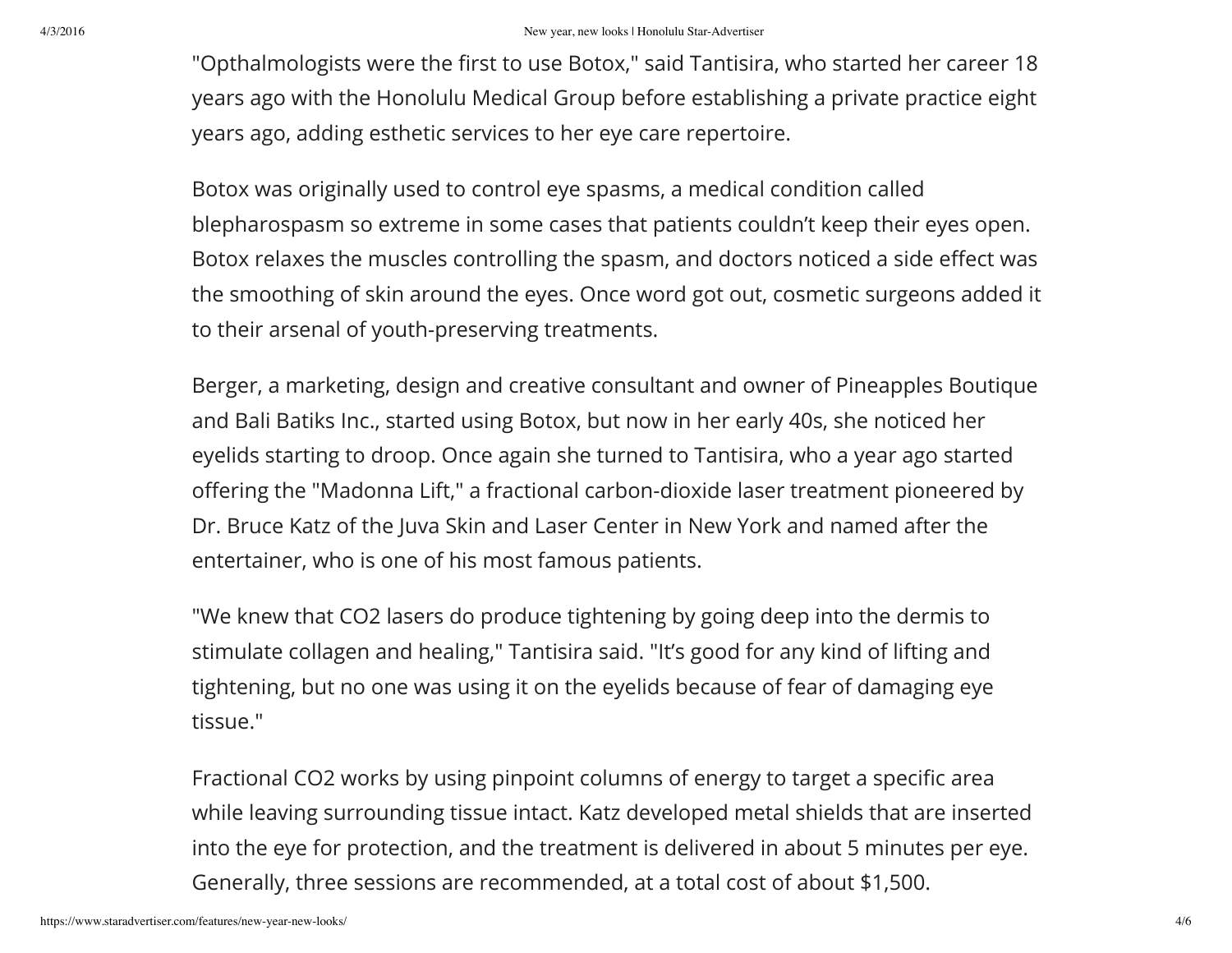"Opthalmologists were the first to use Botox," said Tantisira, who started her career 18 years ago with the Honolulu Medical Group before establishing a private practice eight years ago, adding esthetic services to her eye care repertoire.

Botox was originally used to control eye spasms, a medical condition called blepharospasm so extreme in some cases that patients couldn't keep their eyes open. Botox relaxes the muscles controlling the spasm, and doctors noticed a side effect was the smoothing of skin around the eyes. Once word got out, cosmetic surgeons added it to their arsenal of youth-preserving treatments.

Berger, a marketing, design and creative consultant and owner of Pineapples Boutique and Bali Batiks Inc., started using Botox, but now in her early 40s, she noticed her eyelids starting to droop. Once again she turned to Tantisira, who a year ago started offering the "Madonna Lift," a fractional carbon-dioxide laser treatment pioneered by Dr. Bruce Katz of the Juva Skin and Laser Center in New York and named after the entertainer, who is one of his most famous patients.

"We knew that $CO_2$ lasers do produce tightening by going deep into the dermis to stimulate collagen and healing," Tantisira said. "It's good for any kind of lifting and tightening, but no one was using it on the eyelids because of fear of damaging eye tissue."

Fractional $CO_2$ works by using pinpoint columns of energy to target a specific area while leaving surrounding tissue intact. Katz developed metal shields that are inserted into the eye for protection, and the treatment is delivered in about 5 minutes per eye. Generally, three sessions are recommended, at a total cost of about $1,500.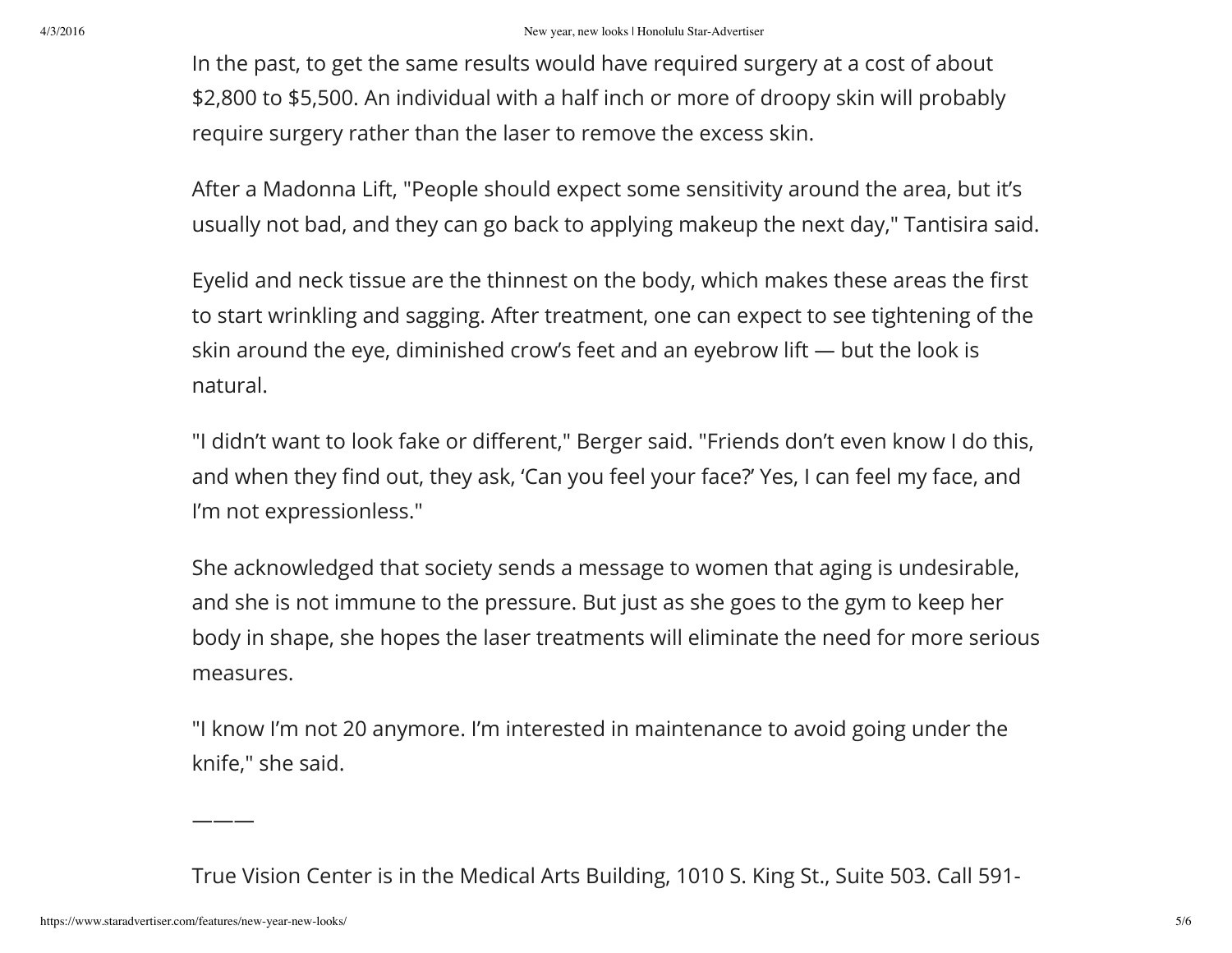In the past, to get the same results would have required surgery at a cost of about $2,800 to $5,500. An individual with a half inch or more of droopy skin will probably require surgery rather than the laser to remove the excess skin.

After a Madonna Lift, "People should expect some sensitivity around the area, but it's usually not bad, and they can go back to applying makeup the next day," Tantisira said.

Eyelid and neck tissue are the thinnest on the body, which makes these areas the first to start wrinkling and sagging. After treatment, one can expect to see tightening of the skin around the eye, diminished crow's feet and an eyebrow lift — but the look is natural.

"I didn't want to look fake or different," Berger said. "Friends don't even know I do this, and when they find out, they ask, 'Can you feel your face?' Yes, I can feel my face, and I'm not expressionless."

She acknowledged that society sends a message to women that aging is undesirable, and she is not immune to the pressure. But just as she goes to the gym to keep her body in shape, she hopes the laser treatments will eliminate the need for more serious measures.

"I know I'm not 20 anymore. I'm interested in maintenance to avoid going under the knife," she said.

———

True Vision Center is in the Medical Arts Building, 1010 S. King St., Suite 503. Call 591-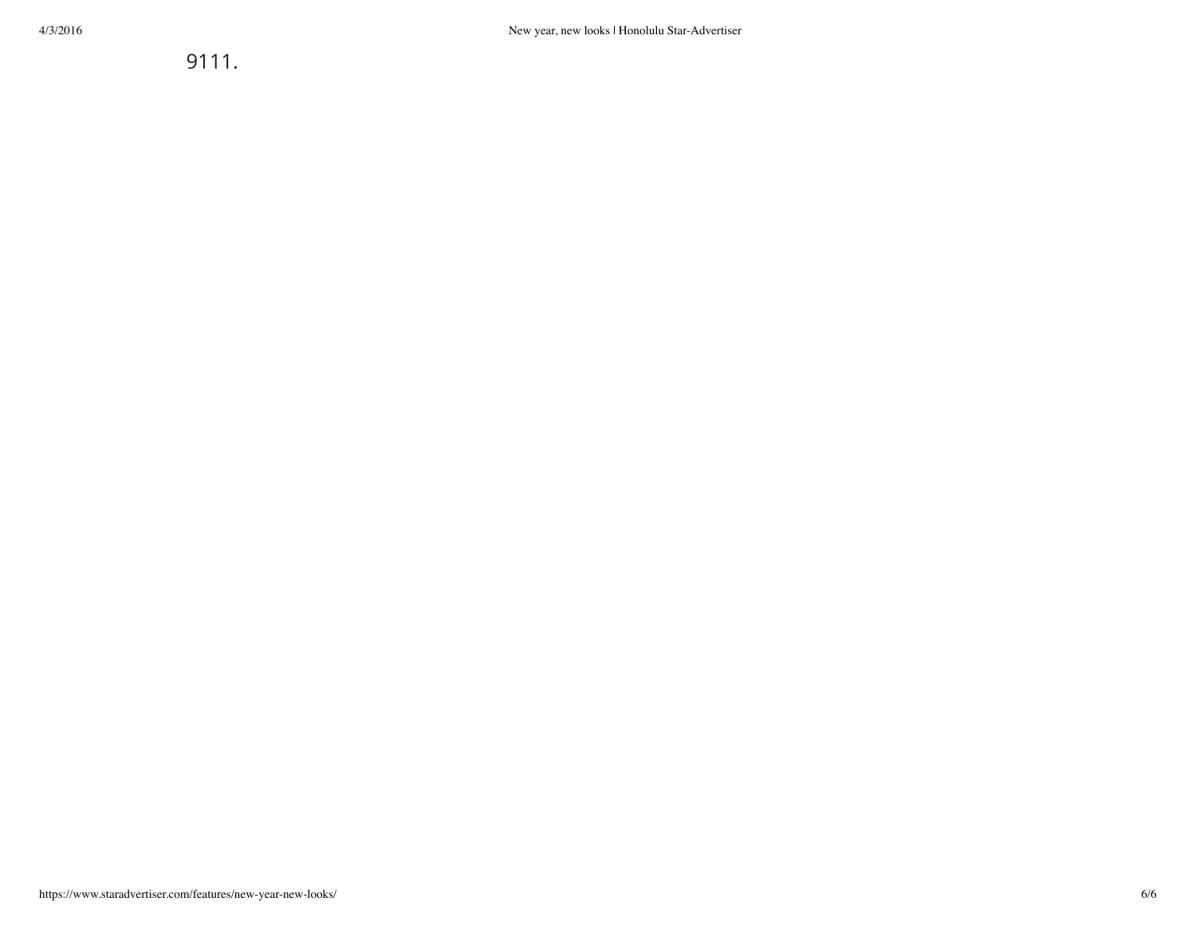9111.